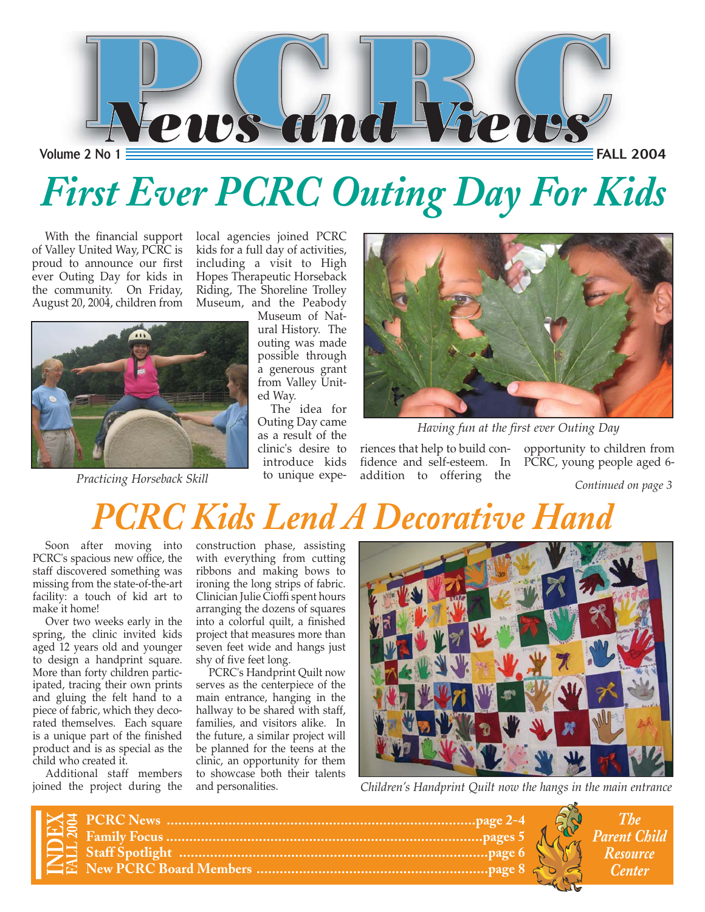# PCRC News and Views

Volume 2 No 1 FALL 2004

## First Ever PCRC Outing Day For Kids

With the financial support of Valley United Way, PCRC is proud to announce our first ever Outing Day for kids in the community. On Friday, August 20, 2004, children from local agencies joined PCRC kids for a full day of activities, including a visit to High Hopes Therapeutic Horseback Riding, The Shoreline Trolley Museum, and the Peabody Museum of Natural History. The outing was made possible through a generous grant from Valley United Way.

*Practicing Horseback Skill*

The idea for Outing Day came as a result of the clinic's desire to introduce kids to unique experiences that help to build confidence and self-esteem. In addition to offering the opportunity to children from PCRC, young people aged 6-

*Having fun at the first ever Outing Day*

*Continued on page 3*

## PCRC Kids Lend A Decorative Hand

Soon after moving into PCRC's spacious new office, the staff discovered something was missing from the state-of-the-art facility: a touch of kid art to make it home!

Over two weeks early in the spring, the clinic invited kids aged 12 years old and younger to design a handprint square. More than forty children participated, tracing their own prints and gluing the felt hand to a piece of fabric, which they decorated themselves. Each square is a unique part of the finished product and is as special as the child who created it.

Additional staff members joined the project during the construction phase, assisting with everything from cutting ribbons and making bows to ironing the long strips of fabric. Clinician Julie Cioffi spent hours arranging the dozens of squares into a colorful quilt, a finished project that measures more than seven feet wide and hangs just shy of five feet long.

PCRC's Handprint Quilt now serves as the centerpiece of the main entrance, hanging in the hallway to be shared with staff, families, and visitors alike. In the future, a similar project will be planned for the teens at the clinic, an opportunity for them to showcase both their talents and personalities.

*Children's Handprint Quilt now the hangs in the main entrance*

**INDEX FALL 2004**

- **PCRC News** ....................................... page 2-4
- **Family Focus** ....................................... pages 5
- **Staff Spotlight** ....................................... page 6
- **New PCRC Board Members** ....................................... page 8

*The Parent Child Resource Center*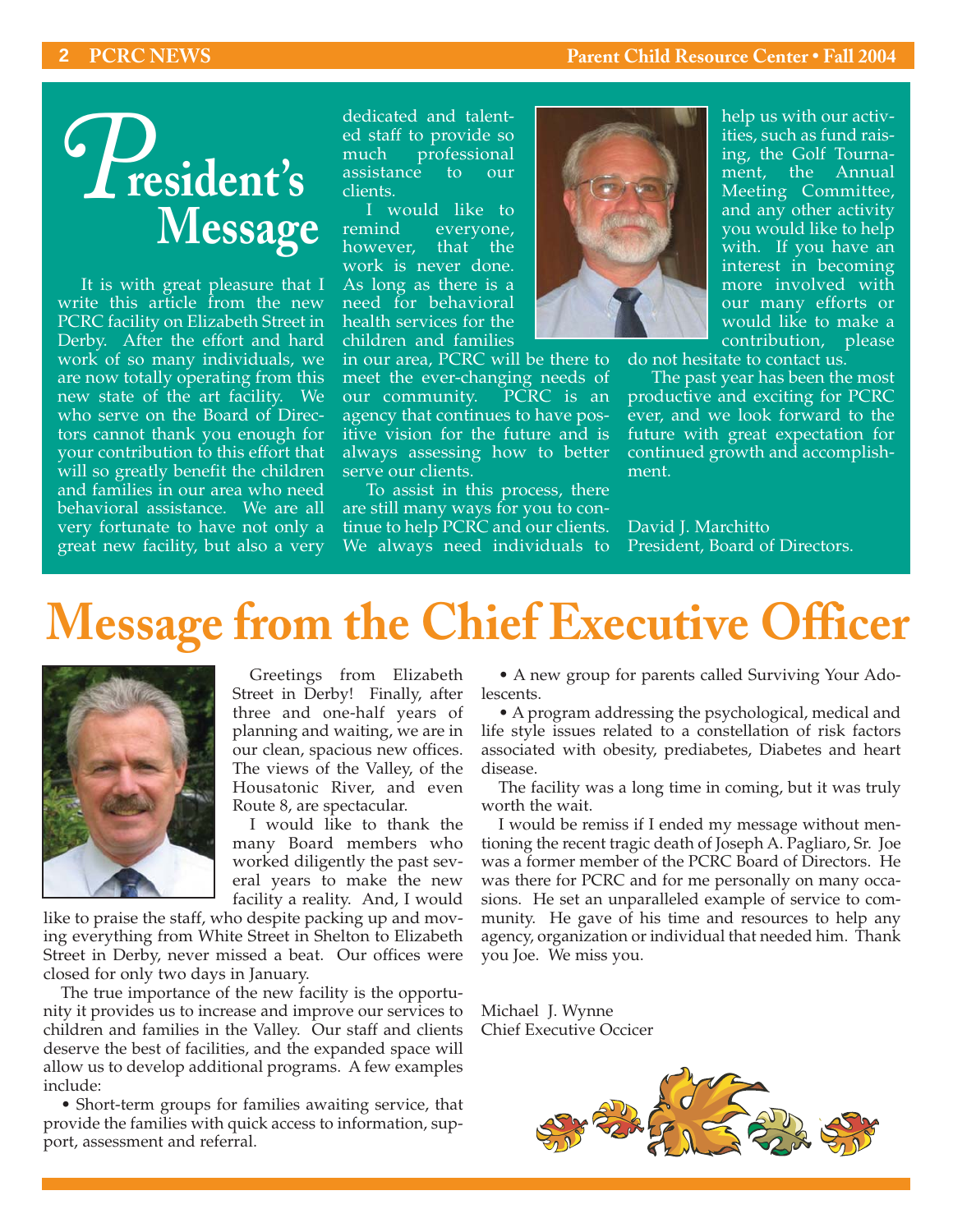# President's Message

It is with great pleasure that I write this article from the new PCRC facility on Elizabeth Street in Derby. After the effort and hard work of so many individuals, we are now totally operating from this new state of the art facility. We who serve on the Board of Directors cannot thank you enough for your contribution to this effort that will so greatly benefit the children and families in our area who need behavioral assistance. We are all very fortunate to have not only a great new facility, but also a very dedicated and talented staff to provide so much professional assistance to our clients.

I would like to remind everyone, however, that the work is never done. As long as there is a need for behavioral health services for the children and families in our area, PCRC will be there to meet the ever-changing needs of our community. PCRC is an agency that continues to have positive vision for the future and is always assessing how to better serve our clients.

To assist in this process, there are still many ways for you to continue to help PCRC and our clients. We always need individuals to help us with our activities, such as fund raising, the Golf Tournament, the Annual Meeting Committee, and any other activity you would like to help with. If you have an interest in becoming more involved with our many efforts or would like to make a contribution, please do not hesitate to contact us.

The past year has been the most productive and exciting for PCRC ever, and we look forward to the future with great expectation for continued growth and accomplishment.

David J. Marchitto
President, Board of Directors.

# Message from the Chief Executive Officer

Greetings from Elizabeth Street in Derby! Finally, after three and one-half years of planning and waiting, we are in our clean, spacious new offices. The views of the Valley, of the Housatonic River, and even Route 8, are spectacular.

I would like to thank the many Board members who worked diligently the past several years to make the new facility a reality. And, I would like to praise the staff, who despite packing up and moving everything from White Street in Shelton to Elizabeth Street in Derby, never missed a beat. Our offices were closed for only two days in January.

The true importance of the new facility is the opportunity it provides us to increase and improve our services to children and families in the Valley. Our staff and clients deserve the best of facilities, and the expanded space will allow us to develop additional programs. A few examples include:

- Short-term groups for families awaiting service, that provide the families with quick access to information, support, assessment and referral.
- A new group for parents called Surviving Your Adolescents.
- A program addressing the psychological, medical and life style issues related to a constellation of risk factors associated with obesity, prediabetes, Diabetes and heart disease.

The facility was a long time in coming, but it was truly worth the wait.

I would be remiss if I ended my message without mentioning the recent tragic death of Joseph A. Pagliaro, Sr. Joe was a former member of the PCRC Board of Directors. He was there for PCRC and for me personally on many occasions. He set an unparalleled example of service to community. He gave of his time and resources to help any agency, organization or individual that needed him. Thank you Joe. We miss you.

Michael J. Wynne
Chief Executive Occicer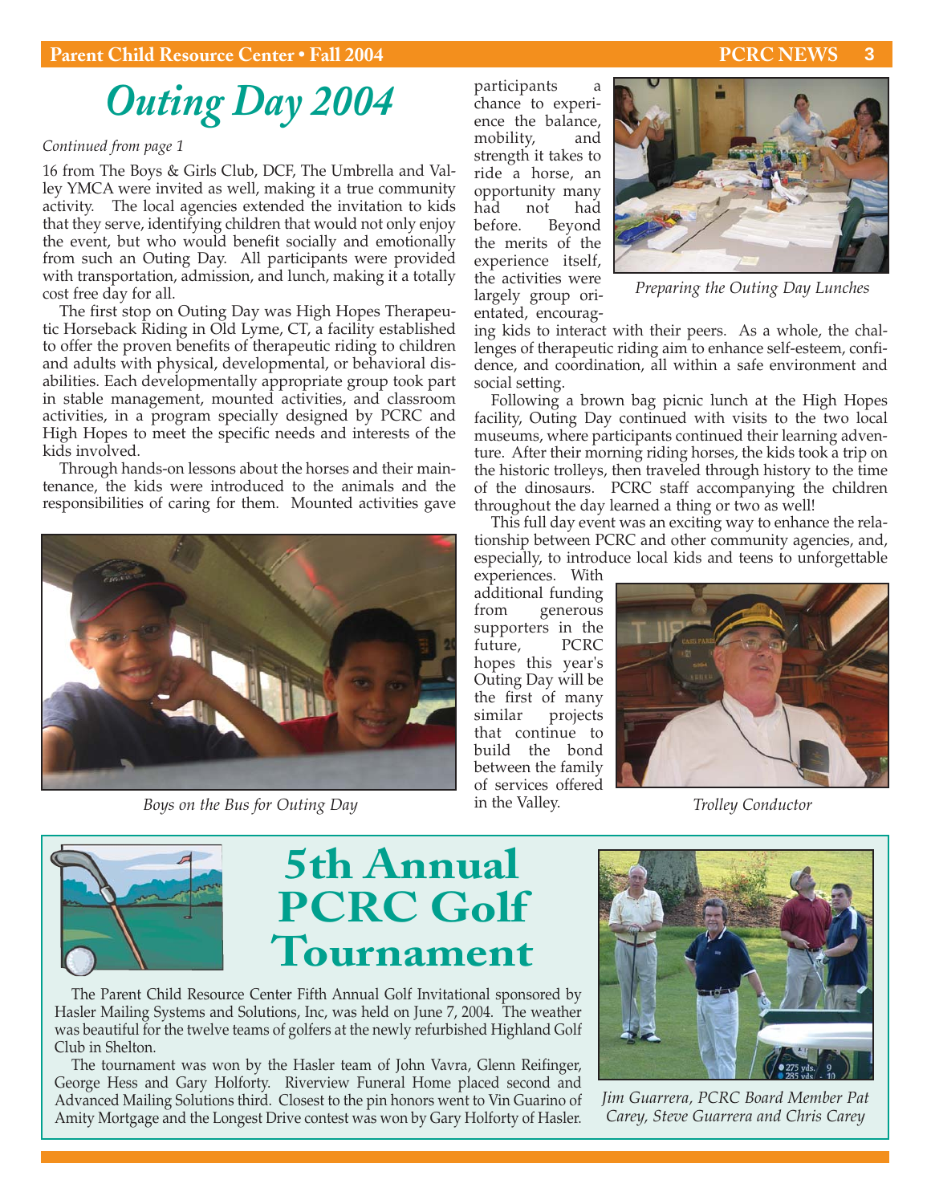# Outing Day 2004

*Continued from page 1*

16 from The Boys & Girls Club, DCF, The Umbrella and Valley YMCA were invited as well, making it a true community activity. The local agencies extended the invitation to kids that they serve, identifying children that would not only enjoy the event, but who would benefit socially and emotionally from such an Outing Day. All participants were provided with transportation, admission, and lunch, making it a totally cost free day for all.

The first stop on Outing Day was High Hopes Therapeutic Horseback Riding in Old Lyme, CT, a facility established to offer the proven benefits of therapeutic riding to children and adults with physical, developmental, or behavioral disabilities. Each developmentally appropriate group took part in stable management, mounted activities, and classroom activities, in a program specially designed by PCRC and High Hopes to meet the specific needs and interests of the kids involved.

Through hands-on lessons about the horses and their maintenance, the kids were introduced to the animals and the responsibilities of caring for them. Mounted activities gave participants a chance to experience the balance, mobility, and strength it takes to ride a horse, an opportunity many had not had before. Beyond the merits of the experience itself, the activities were largely group orientated, encouraging kids to interact with their peers. As a whole, the challenges of therapeutic riding aim to enhance self-esteem, confidence, and coordination, all within a safe environment and social setting.

*Boys on the Bus for Outing Day*

*Preparing the Outing Day Lunches*

Following a brown bag picnic lunch at the High Hopes facility, Outing Day continued with visits to the two local museums, where participants continued their learning adventure. After their morning riding horses, the kids took a trip on the historic trolleys, then traveled through history to the time of the dinosaurs. PCRC staff accompanying the children throughout the day learned a thing or two as well!

This full day event was an exciting way to enhance the relationship between PCRC and other community agencies, and, especially, to introduce local kids and teens to unforgettable experiences. With additional funding from generous supporters in the future, PCRC hopes this year's Outing Day will be the first of many similar projects that continue to build the bond between the family of services offered in the Valley.

*Trolley Conductor*

## 5th Annual PCRC Golf Tournament

The Parent Child Resource Center Fifth Annual Golf Invitational sponsored by Hasler Mailing Systems and Solutions, Inc, was held on June 7, 2004. The weather was beautiful for the twelve teams of golfers at the newly refurbished Highland Golf Club in Shelton.

The tournament was won by the Hasler team of John Vavra, Glenn Reifinger, George Hess and Gary Holforty. Riverview Funeral Home placed second and Advanced Mailing Solutions third. Closest to the pin honors went to Vin Guarino of Amity Mortgage and the Longest Drive contest was won by Gary Holforty of Hasler.

*Jim Guarrera, PCRC Board Member Pat Carey, Steve Guarrera and Chris Carey*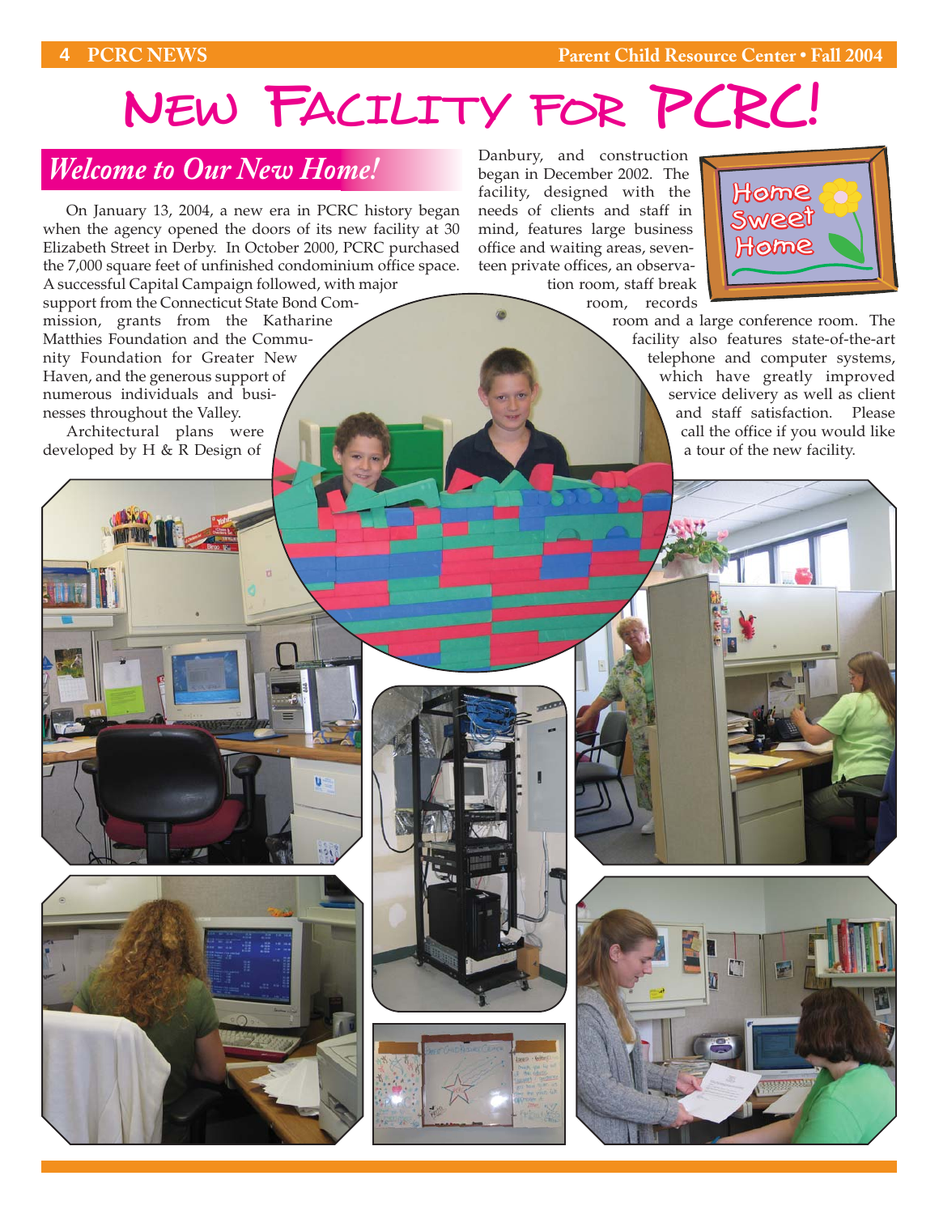# New Facility for PCRC!

## *Welcome to Our New Home!*

On January 13, 2004, a new era in PCRC history began when the agency opened the doors of its new facility at 30 Elizabeth Street in Derby. In October 2000, PCRC purchased the 7,000 square feet of unfinished condominium office space. A successful Capital Campaign followed, with major support from the Connecticut State Bond Commission, grants from the Katharine Matthies Foundation and the Community Foundation for Greater New Haven, and the generous support of numerous individuals and businesses throughout the Valley.

Architectural plans were developed by H & R Design of Danbury, and construction began in December 2002. The facility, designed with the needs of clients and staff in mind, features large business office and waiting areas, seventeen private offices, an observation room, staff break room, records room and a large conference room. The facility also features state-of-the-art telephone and computer systems, which have greatly improved service delivery as well as client and staff satisfaction. Please call the office if you would like a tour of the new facility.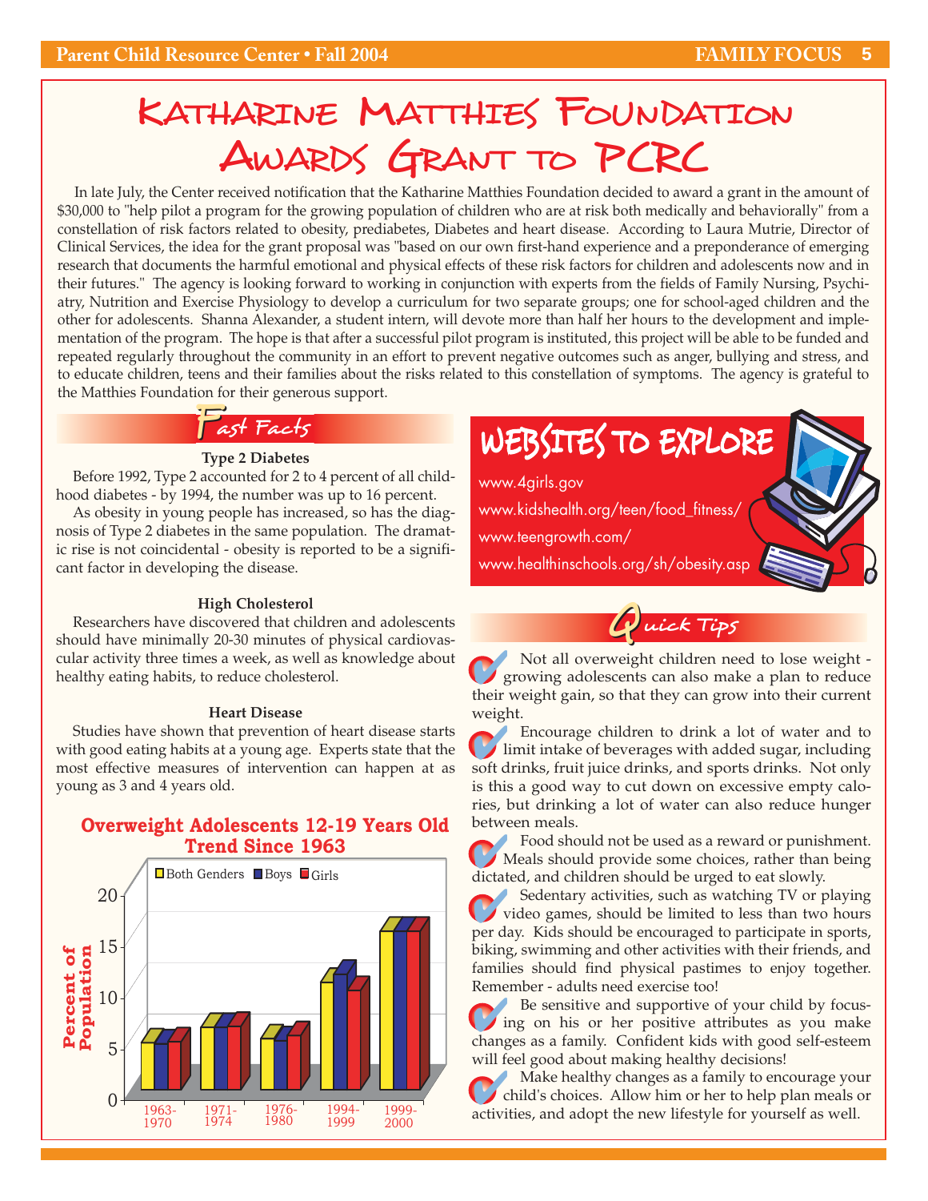// Katharine Matthies Foundation Awards Grant to PCRC

In late July, the Center received notification that the Katharine Matthies Foundation decided to award a grant in the amount of $30,000 to "help pilot a program for the growing population of children who are at risk both medically and behaviorally" from a constellation of risk factors related to obesity, prediabetes, Diabetes and heart disease. According to Laura Mutrie, Director of Clinical Services, the idea for the grant proposal was "based on our own first-hand experience and a preponderance of emerging research that documents the harmful emotional and physical effects of these risk factors for children and adolescents now and in their futures." The agency is looking forward to working in conjunction with experts from the fields of Family Nursing, Psychiatry, Nutrition and Exercise Physiology to develop a curriculum for two separate groups; one for school-aged children and the other for adolescents. Shanna Alexander, a student intern, will devote more than half her hours to the development and implementation of the program. The hope is that after a successful pilot program is instituted, this project will be able to be funded and repeated regularly throughout the community in an effort to prevent negative outcomes such as anger, bullying and stress, and to educate children, teens and their families about the risks related to this constellation of symptoms. The agency is grateful to the Matthies Foundation for their generous support.

## Fast Facts

**Type 2 Diabetes**

Before 1992, Type 2 accounted for 2 to 4 percent of all childhood diabetes - by 1994, the number was up to 16 percent.

As obesity in young people has increased, so has the diagnosis of Type 2 diabetes in the same population. The dramatic rise is not coincidental - obesity is reported to be a significant factor in developing the disease.

**High Cholesterol**

Researchers have discovered that children and adolescents should have minimally 20-30 minutes of physical cardiovascular activity three times a week, as well as knowledge about healthy eating habits, to reduce cholesterol.

**Heart Disease**

Studies have shown that prevention of heart disease starts with good eating habits at a young age. Experts state that the most effective measures of intervention can happen at as young as 3 and 4 years old.

**Overweight Adolescents 12-19 Years Old Trend Since 1963**

| Years | Both Genders | Boys | Girls |
|---|---|---|---|
| 1963-1970 | 5 | 5 | 5 |
| 1971-1974 | 6 | 6 | 6 |
| 1976-1980 | 5 | 5 | 5.5 |
| 1994-1999 | 11 | 12 | 10 |
| 1999-2000 | 16 | 16 | 16 |

(Percent of Population)

## Websites to Explore

www.4girls.gov
www.kidshealth.org/teen/food_fitness/
www.teengrowth.com/
www.healthinschools.org/sh/obesity.asp

## Quick Tips

- Not all overweight children need to lose weight - growing adolescents can also make a plan to reduce their weight gain, so that they can grow into their current weight.
- Encourage children to drink a lot of water and to limit intake of beverages with added sugar, including soft drinks, fruit juice drinks, and sports drinks. Not only is this a good way to cut down on excessive empty calories, but drinking a lot of water can also reduce hunger between meals.
- Food should not be used as a reward or punishment. Meals should provide some choices, rather than being dictated, and children should be urged to eat slowly.
- Sedentary activities, such as watching TV or playing video games, should be limited to less than two hours per day. Kids should be encouraged to participate in sports, biking, swimming and other activities with their friends, and families should find physical pastimes to enjoy together. Remember - adults need exercise too!
- Be sensitive and supportive of your child by focusing on his or her positive attributes as you make changes as a family. Confident kids with good self-esteem will feel good about making healthy decisions!
- Make healthy changes as a family to encourage your child's choices. Allow him or her to help plan meals or activities, and adopt the new lifestyle for yourself as well.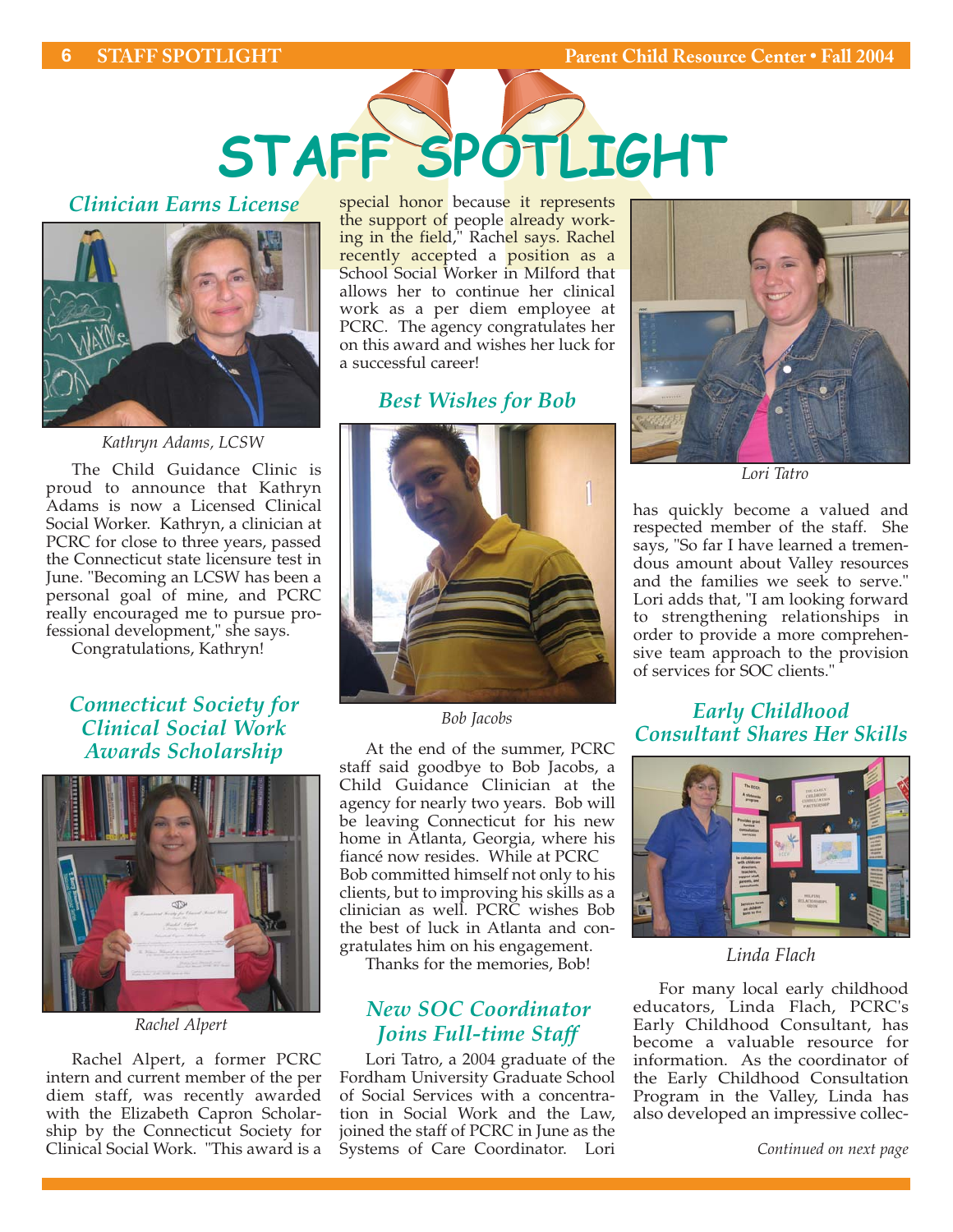# STAFF SPOTLIGHT

## Clinician Earns License

Kathryn Adams, LCSW

The Child Guidance Clinic is proud to announce that Kathryn Adams is now a Licensed Clinical Social Worker. Kathryn, a clinician at PCRC for close to three years, passed the Connecticut state licensure test in June. "Becoming an LCSW has been a personal goal of mine, and PCRC really encouraged me to pursue professional development," she says.

Congratulations, Kathryn!

## Connecticut Society for Clinical Social Work Awards Scholarship

Rachel Alpert

Rachel Alpert, a former PCRC intern and current member of the per diem staff, was recently awarded with the Elizabeth Capron Scholarship by the Connecticut Society for Clinical Social Work. "This award is a special honor because it represents the support of people already working in the field," Rachel says. Rachel recently accepted a position as a School Social Worker in Milford that allows her to continue her clinical work as a per diem employee at PCRC. The agency congratulates her on this award and wishes her luck for a successful career!

## Best Wishes for Bob

Bob Jacobs

At the end of the summer, PCRC staff said goodbye to Bob Jacobs, a Child Guidance Clinician at the agency for nearly two years. Bob will be leaving Connecticut for his new home in Atlanta, Georgia, where his fiancé now resides. While at PCRC Bob committed himself not only to his clients, but to improving his skills as a clinician as well. PCRC wishes Bob the best of luck in Atlanta and congratulates him on his engagement.

Thanks for the memories, Bob!

## New SOC Coordinator Joins Full-time Staff

Lori Tatro, a 2004 graduate of the Fordham University Graduate School of Social Services with a concentration in Social Work and the Law, joined the staff of PCRC in June as the Systems of Care Coordinator. Lori has quickly become a valued and respected member of the staff. She says, "So far I have learned a tremendous amount about Valley resources and the families we seek to serve." Lori adds that, "I am looking forward to strengthening relationships in order to provide a more comprehensive team approach to the provision of services for SOC clients."

Lori Tatro

## Early Childhood Consultant Shares Her Skills

Linda Flach

For many local early childhood educators, Linda Flach, PCRC's Early Childhood Consultant, has become a valuable resource for information. As the coordinator of the Early Childhood Consultation Program in the Valley, Linda has also developed an impressive collec-

*Continued on next page*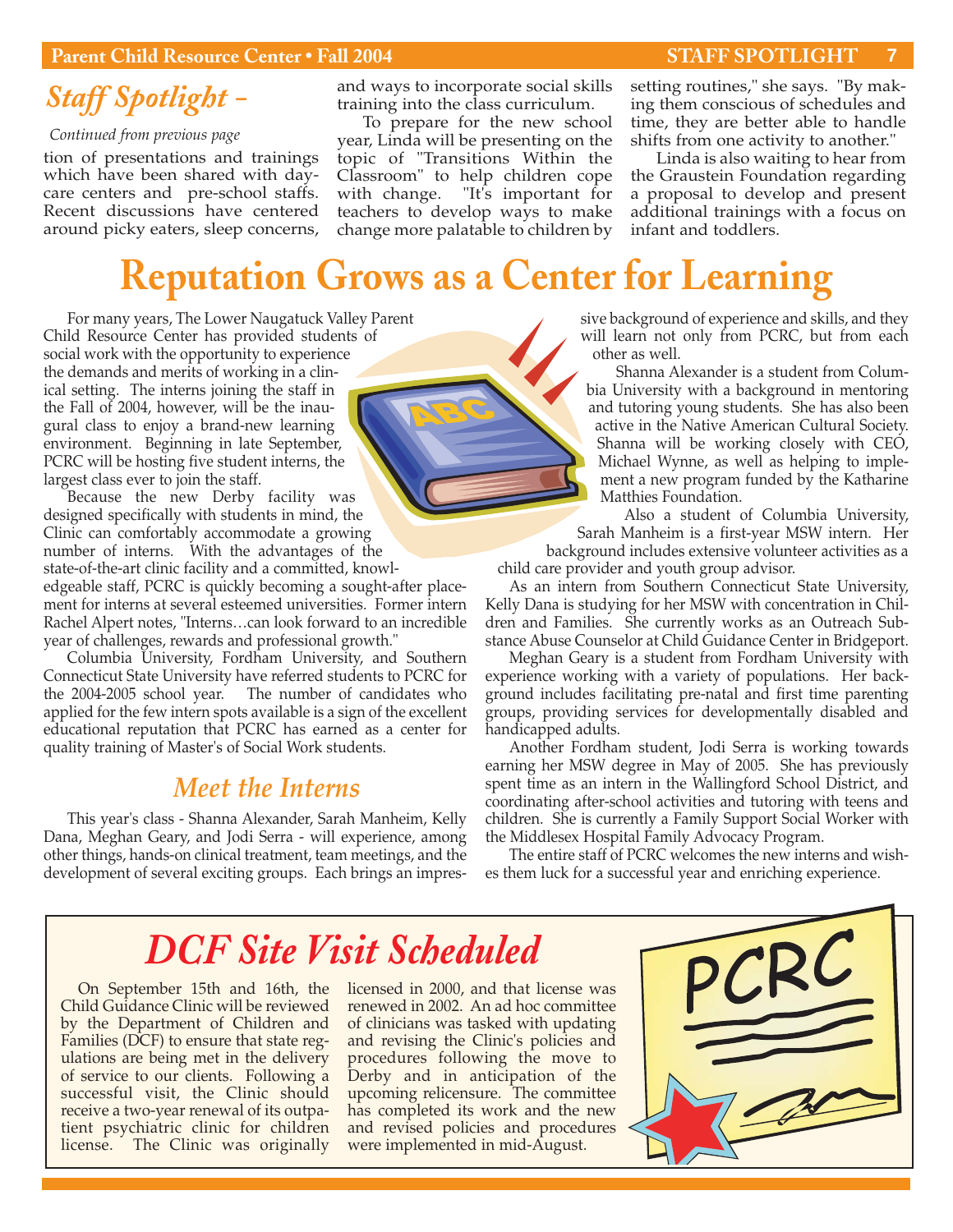## *Staff Spotlight –*

*Continued from previous page*

tion of presentations and trainings which have been shared with daycare centers and pre-school staffs. Recent discussions have centered around picky eaters, sleep concerns, and ways to incorporate social skills training into the class curriculum.

To prepare for the new school year, Linda will be presenting on the topic of "Transitions Within the Classroom" to help children cope with change. "It's important for teachers to develop ways to make change more palatable to children by setting routines," she says. "By making them conscious of schedules and time, they are better able to handle shifts from one activity to another."

Linda is also waiting to hear from the Graustein Foundation regarding a proposal to develop and present additional trainings with a focus on infant and toddlers.

# Reputation Grows as a Center for Learning

For many years, The Lower Naugatuck Valley Parent Child Resource Center has provided students of social work with the opportunity to experience the demands and merits of working in a clinical setting. The interns joining the staff in the Fall of 2004, however, will be the inaugural class to enjoy a brand-new learning environment. Beginning in late September, PCRC will be hosting five student interns, the largest class ever to join the staff.

Because the new Derby facility was designed specifically with students in mind, the Clinic can comfortably accommodate a growing number of interns. With the advantages of the state-of-the-art clinic facility and a committed, knowledgeable staff, PCRC is quickly becoming a sought-after placement for interns at several esteemed universities. Former intern Rachel Alpert notes, "Interns…can look forward to an incredible year of challenges, rewards and professional growth."

Columbia University, Fordham University, and Southern Connecticut State University have referred students to PCRC for the 2004-2005 school year. The number of candidates who applied for the few intern spots available is a sign of the excellent educational reputation that PCRC has earned as a center for quality training of Master's of Social Work students.

## *Meet the Interns*

This year's class - Shanna Alexander, Sarah Manheim, Kelly Dana, Meghan Geary, and Jodi Serra - will experience, among other things, hands-on clinical treatment, team meetings, and the development of several exciting groups. Each brings an impressive background of experience and skills, and they will learn not only from PCRC, but from each other as well.

Shanna Alexander is a student from Columbia University with a background in mentoring and tutoring young students. She has also been active in the Native American Cultural Society. Shanna will be working closely with CEO, Michael Wynne, as well as helping to implement a new program funded by the Katharine Matthies Foundation.

Also a student of Columbia University, Sarah Manheim is a first-year MSW intern. Her background includes extensive volunteer activities as a child care provider and youth group advisor.

As an intern from Southern Connecticut State University, Kelly Dana is studying for her MSW with concentration in Children and Families. She currently works as an Outreach Substance Abuse Counselor at Child Guidance Center in Bridgeport.

Meghan Geary is a student from Fordham University with experience working with a variety of populations. Her background includes facilitating pre-natal and first time parenting groups, providing services for developmentally disabled and handicapped adults.

Another Fordham student, Jodi Serra is working towards earning her MSW degree in May of 2005. She has previously spent time as an intern in the Wallingford School District, and coordinating after-school activities and tutoring with teens and children. She is currently a Family Support Social Worker with the Middlesex Hospital Family Advocacy Program.

The entire staff of PCRC welcomes the new interns and wishes them luck for a successful year and enriching experience.

# *DCF Site Visit Scheduled*

On September 15th and 16th, the Child Guidance Clinic will be reviewed by the Department of Children and Families (DCF) to ensure that state regulations are being met in the delivery of service to our clients. Following a successful visit, the Clinic should receive a two-year renewal of its outpatient psychiatric clinic for children license. The Clinic was originally licensed in 2000, and that license was renewed in 2002. An ad hoc committee of clinicians was tasked with updating and revising the Clinic's policies and procedures following the move to Derby and in anticipation of the upcoming relicensure. The committee has completed its work and the new and revised policies and procedures were implemented in mid-August.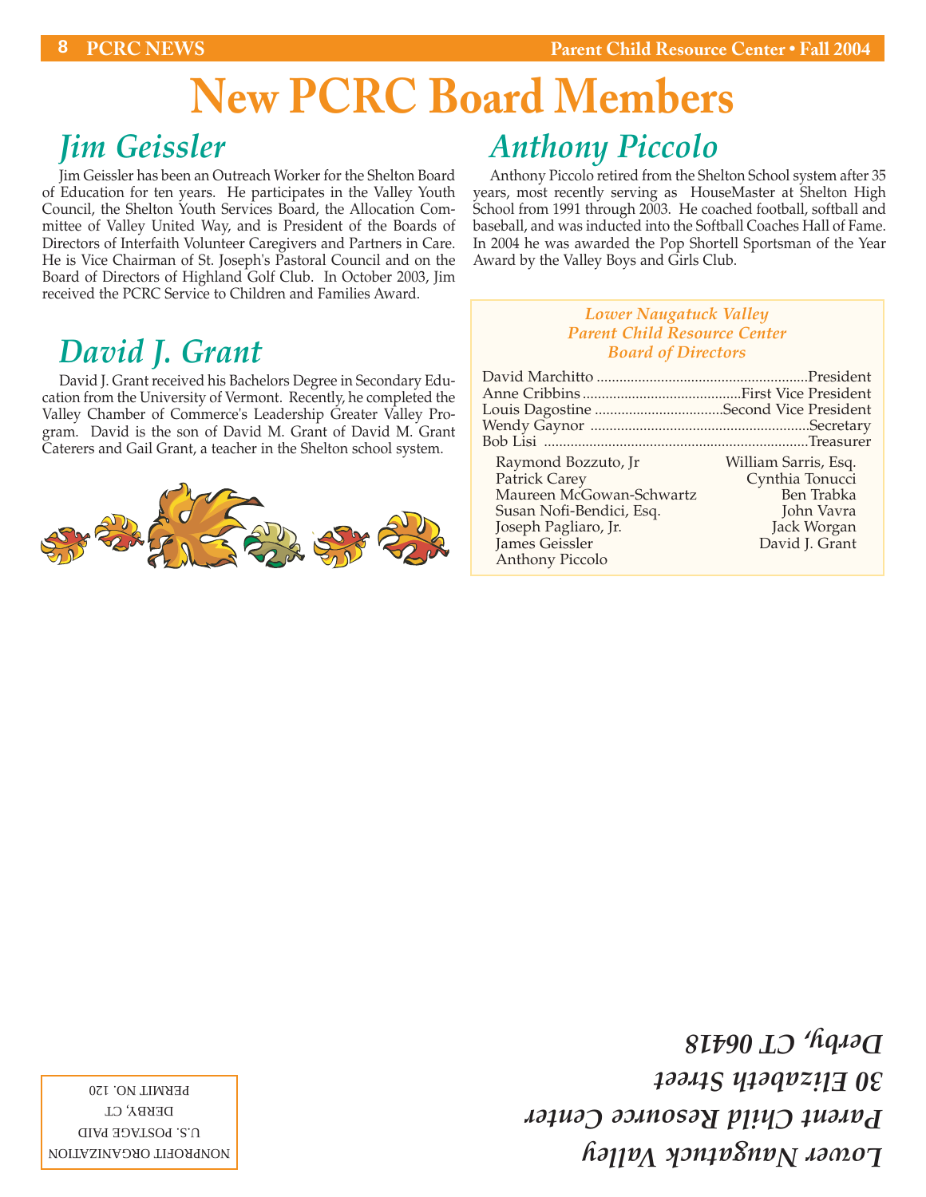# New PCRC Board Members

## Jim Geissler

Jim Geissler has been an Outreach Worker for the Shelton Board of Education for ten years. He participates in the Valley Youth Council, the Shelton Youth Services Board, the Allocation Committee of Valley United Way, and is President of the Boards of Directors of Interfaith Volunteer Caregivers and Partners in Care. He is Vice Chairman of St. Joseph's Pastoral Council and on the Board of Directors of Highland Golf Club. In October 2003, Jim received the PCRC Service to Children and Families Award.

## David J. Grant

David J. Grant received his Bachelors Degree in Secondary Education from the University of Vermont. Recently, he completed the Valley Chamber of Commerce's Leadership Greater Valley Program. David is the son of David M. Grant of David M. Grant Caterers and Gail Grant, a teacher in the Shelton school system.

## Anthony Piccolo

Anthony Piccolo retired from the Shelton School system after 35 years, most recently serving as HouseMaster at Shelton High School from 1991 through 2003. He coached football, softball and baseball, and was inducted into the Softball Coaches Hall of Fame. In 2004 he was awarded the Pop Shortell Sportsman of the Year Award by the Valley Boys and Girls Club.

*Lower Naugatuck Valley*
*Parent Child Resource Center*
*Board of Directors*

David Marchitto ........ President
Anne Cribbins ........ First Vice President
Louis Dagostine ........ Second Vice President
Wendy Gaynor ........ Secretary
Bob Lisi ........ Treasurer

Raymond Bozzuto, Jr
Patrick Carey
Maureen McGowan-Schwartz
Susan Nofi-Bendici, Esq.
Joseph Pagliaro, Jr.
James Geissler
Anthony Piccolo
William Sarris, Esq.
Cynthia Tonucci
Ben Trabka
John Vavra
Jack Worgan
David J. Grant

**Lower Naugatuck Valley**
**Parent Child Resource Center**
**30 Elizabeth Street**
**Derby, CT 06418**

NONPROFIT ORGANIZATION
U.S. POSTAGE PAID
DERBY, CT
PERMIT NO. 120